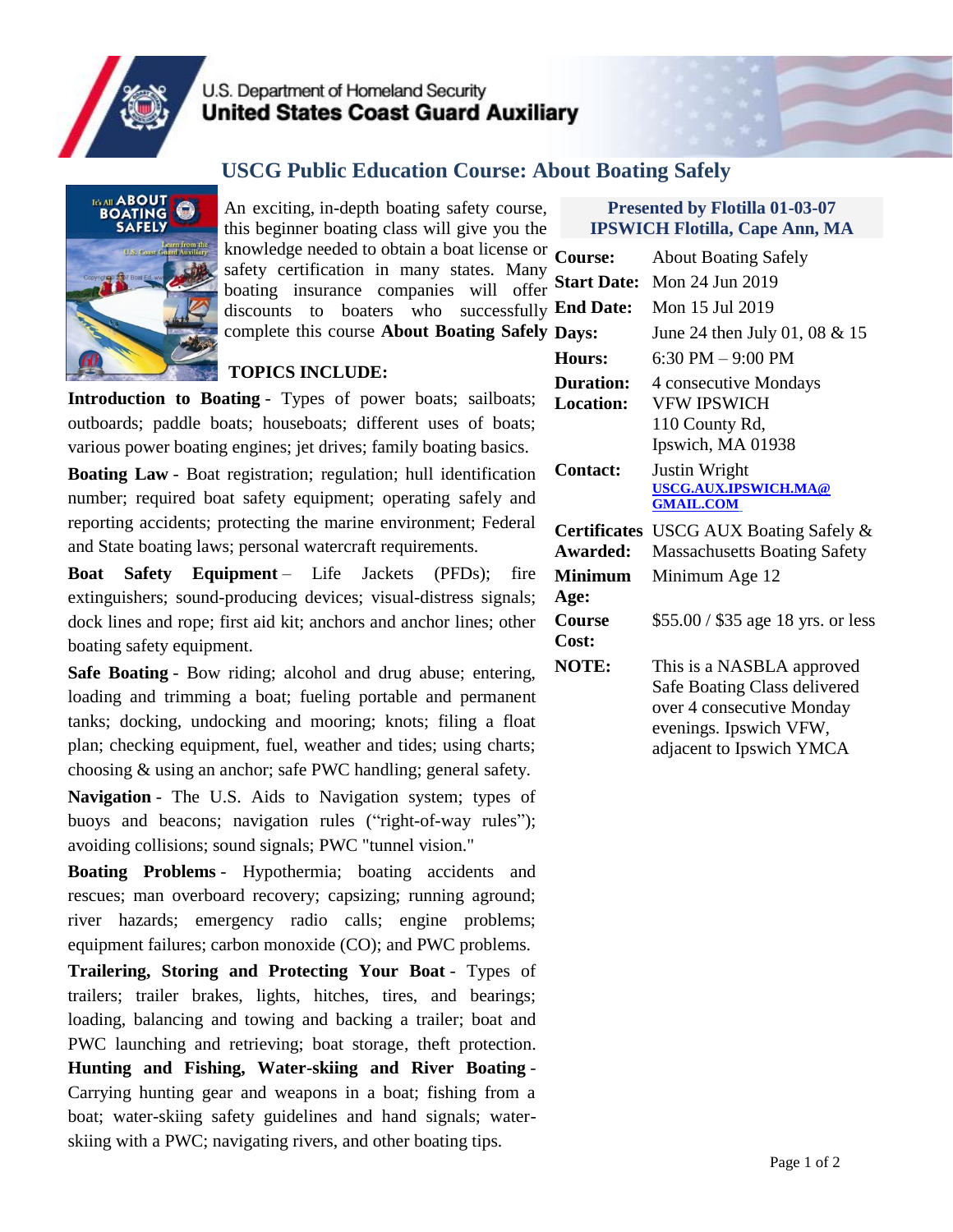U.S. Department of Homeland Security
**United States Coast Guard Auxiliary**

# USCG Public Education Course: About Boating Safely

An exciting, in-depth boating safety course, this beginner boating class will give you the knowledge needed to obtain a boat license or safety certification in many states. Many boating insurance companies will offer discounts to boaters who successfully complete this course **About Boating Safely**

## TOPICS INCLUDE:

**Introduction to Boating** - Types of power boats; sailboats; outboards; paddle boats; houseboats; different uses of boats; various power boating engines; jet drives; family boating basics.

**Boating Law** - Boat registration; regulation; hull identification number; required boat safety equipment; operating safely and reporting accidents; protecting the marine environment; Federal and State boating laws; personal watercraft requirements.

**Boat Safety Equipment** – Life Jackets (PFDs); fire extinguishers; sound-producing devices; visual-distress signals; dock lines and rope; first aid kit; anchors and anchor lines; other boating safety equipment.

**Safe Boating** - Bow riding; alcohol and drug abuse; entering, loading and trimming a boat; fueling portable and permanent tanks; docking, undocking and mooring; knots; filing a float plan; checking equipment, fuel, weather and tides; using charts; choosing & using an anchor; safe PWC handling; general safety.

**Navigation** - The U.S. Aids to Navigation system; types of buoys and beacons; navigation rules ("right-of-way rules"); avoiding collisions; sound signals; PWC "tunnel vision."

**Boating Problems** - Hypothermia; boating accidents and rescues; man overboard recovery; capsizing; running aground; river hazards; emergency radio calls; engine problems; equipment failures; carbon monoxide (CO); and PWC problems.

**Trailering, Storing and Protecting Your Boat** - Types of trailers; trailer brakes, lights, hitches, tires, and bearings; loading, balancing and towing and backing a trailer; boat and PWC launching and retrieving; boat storage, theft protection.

**Hunting and Fishing, Water-skiing and River Boating** - Carrying hunting gear and weapons in a boat; fishing from a boat; water-skiing safety guidelines and hand signals; water-skiing with a PWC; navigating rivers, and other boating tips.

**Presented by Flotilla 01-03-07**
**IPSWICH Flotilla, Cape Ann, MA**

| | |
|---|---|
| **Course:** | About Boating Safely |
| **Start Date:** | Mon 24 Jun 2019 |
| **End Date:** | Mon 15 Jul 2019 |
| **Days:** | June 24 then July 01, 08 & 15 |
| **Hours:** | 6:30 PM – 9:00 PM |
| **Duration:** | 4 consecutive Mondays |
| **Location:** | VFW IPSWICH<br>110 County Rd,<br>Ipswich, MA 01938 |
| **Contact:** | Justin Wright<br>USCG.AUX.IPSWICH.MA@GMAIL.COM |
| **Certificates Awarded:** | USCG AUX Boating Safely & Massachusetts Boating Safety |
| **Minimum Age:** | Minimum Age 12 |
| **Course Cost:** | $55.00 / $35 age 18 yrs. or less |
| **NOTE:** | This is a NASBLA approved Safe Boating Class delivered over 4 consecutive Monday evenings. Ipswich VFW, adjacent to Ipswich YMCA |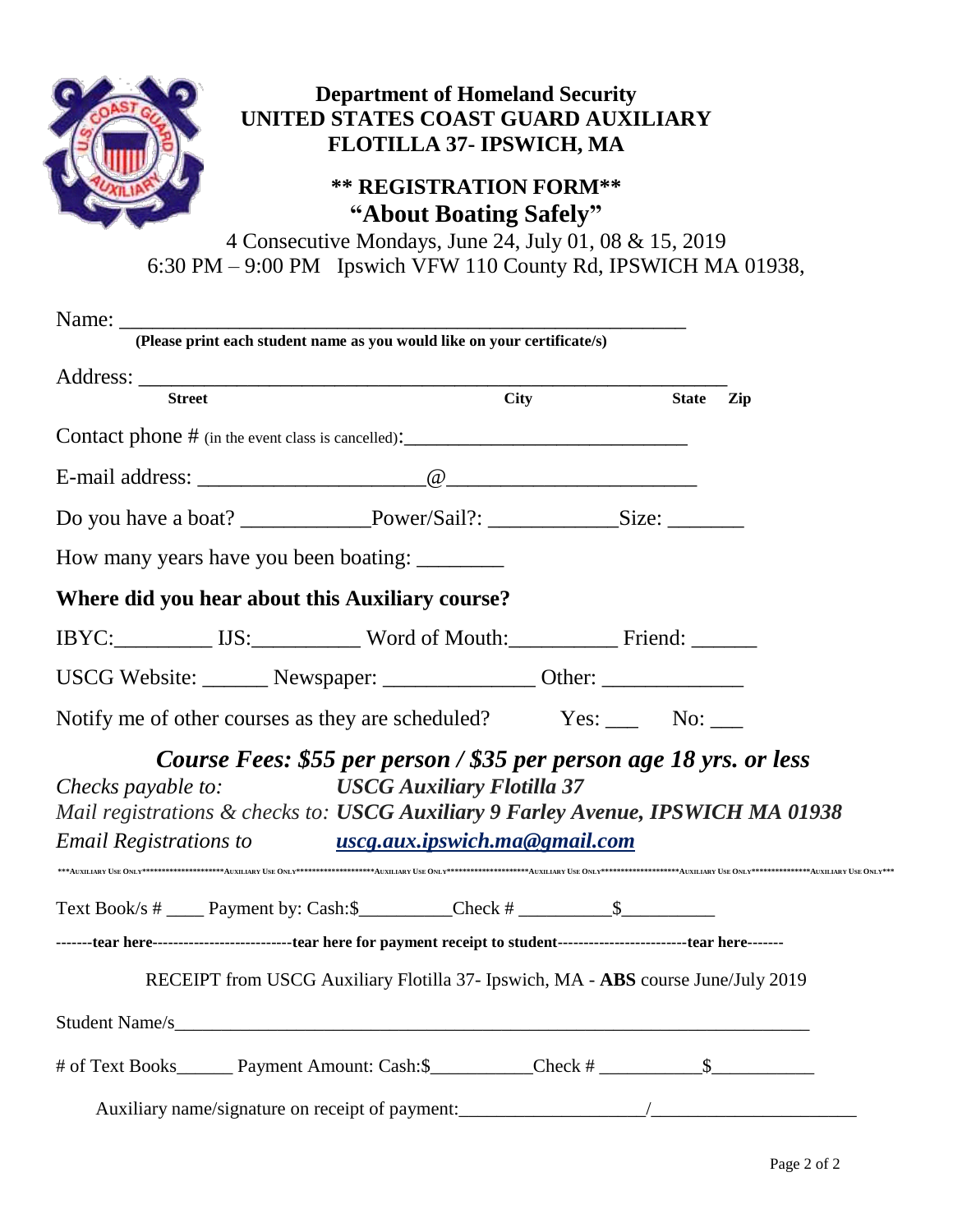**Department of Homeland Security**
**UNITED STATES COAST GUARD AUXILIARY**
**FLOTILLA 37- IPSWICH, MA**

**\*\* REGISTRATION FORM\*\***
**"About Boating Safely"**

4 Consecutive Mondays, June 24, July 01, 08 & 15, 2019
6:30 PM – 9:00 PM Ipswich VFW 110 County Rd, IPSWICH MA 01938,

Name: ________________________________________________________
**(Please print each student name as you would like on your certificate/s)**

Address: ________________________________________________________
**Street** **City** **State** **Zip**

Contact phone # (in the event class is cancelled):____________________________

E-mail address: ______________________@________________________

Do you have a boat? ____________Power/Sail?: ____________Size: _______

How many years have you been boating: ________

**Where did you hear about this Auxiliary course?**

IBYC:_________ IJS:__________ Word of Mouth:__________ Friend: ______

USCG Website: ______ Newspaper: ______________ Other: _____________

Notify me of other courses as they are scheduled? Yes: ___ No: ___

***Course Fees: $55 per person / $35 per person age 18 yrs. or less***

*Checks payable to:* ***USCG Auxiliary Flotilla 37***
*Mail registrations & checks to:* ***USCG Auxiliary 9 Farley Avenue, IPSWICH MA 01938***
*Email Registrations to* ***uscg.aux.ipswich.ma@gmail.com***

\*\*\*Auxiliary Use Only\*\*\*\*\*\*\*\*\*\*\*\*\*\*\*\*\*\*\*\*Auxiliary Use Only\*\*\*\*\*\*\*\*\*\*\*\*\*\*\*\*\*\*\*\*Auxiliary Use Only\*\*\*\*\*\*\*\*\*\*\*\*\*\*\*\*\*\*\*\*Auxiliary Use Only\*\*\*\*\*\*\*\*\*\*\*\*\*\*\*\*\*\*\*\*Auxiliary Use Only\*\*\*\*\*\*\*\*\*\*\*\*\*\*\*Auxiliary Use Only\*\*\*

Text Book/s # ____ Payment by: Cash:$__________Check # __________$__________

-------**tear here**---------------------------**tear here for payment receipt to student**-------------------------**tear here**-------

RECEIPT from USCG Auxiliary Flotilla 37- Ipswich, MA - **ABS** course June/July 2019

Student Name/s______________________________________________________________________

# of Text Books______ Payment Amount: Cash:$___________Check # ___________$___________

Auxiliary name/signature on receipt of payment:___________________/______________________